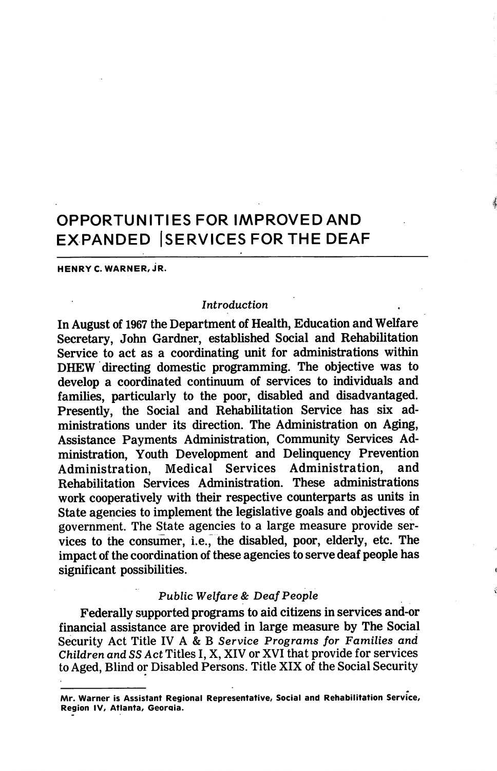# OPPORTUNITIES FOR IMPROVED AND EXPANDED SERVICES FOR THE DEAF

**HENRY C. WARNER, JR.**

### *Introduction*

In August of 1967 the Department of Health, Education and Welfare Secretary, John Gardner, established Social and Rehabilitation Service to act as a coordinating unit for administrations within DHEW directing domestic programming. The objective was to develop a coordinated continuum of services to individuals and families, particularly to the poor, disabled and disadvantaged. Presently, the Social and Rehabilitation Service has six administrations under its direction. The Administration on Aging, Assistance Payments Administration, Community Services Administration, Youth Development and Delinquency Prevention Administration, Medical Services Administration, and Rehabilitation Services Administration. These administrations work cooperatively with their respective counterparts as units in State agencies to implement the legislative goals and objectives of government. The State agencies to a large measure provide services to the consumer, i.e., the disabled, poor, elderly, etc. The impact of the coordination of these agencies to serve deaf people has significant possibilities.

### *Public Welfare & Deaf People*

Federally supported programs to aid citizens in services and-or financial assistance are provided in large measure by The Social Security Act Title IV A & B *Service Programs for Families and Children and SS Act* Titles I, X, XIV or XVI that provide for services to Aged, Blind or Disabled Persons. Title XIX of the Social Security

---

Mr. Warner is Assistant Regional Representative, Social and Rehabilitation Service, Region IV, Atlanta, Georgia.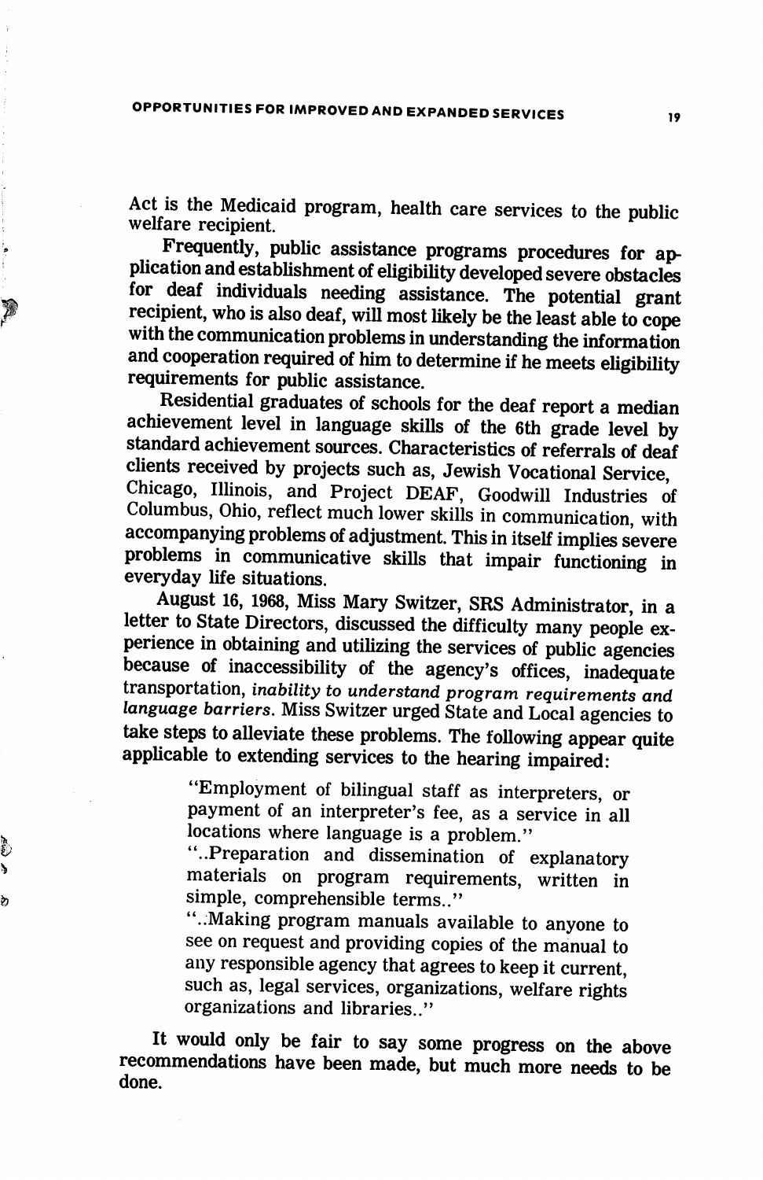Act is the Medicaid program, health care services to the public welfare recipient.

Frequently, public assistance programs procedures for application and establishment of eligibility developed severe obstacles for deaf individuals needing assistance. The potential grant recipient, who is also deaf, will most likely be the least able to cope with the communication problems in understanding the information and cooperation required of him to determine if he meets eligibility requirements for public assistance.

Residential graduates of schools for the deaf report a median achievement level in language skills of the 6th grade level by standard achievement sources. Characteristics of referrals of deaf clients received by projects such as, Jewish Vocational Service, Chicago, Illinois, and Project DEAF, Goodwill Industries of Columbus, Ohio, reflect much lower skills in communication, with accompanying problems of adjustment. This in itself implies severe problems in communicative skills that impair functioning in everyday life situations.

August 16, 1968, Miss Mary Switzer, SRS Administrator, in a letter to State Directors, discussed the difficulty many people experience in obtaining and utilizing the services of public agencies because of inaccessibility of the agency's offices, inadequate transportation, *inability to understand program requirements and language barriers*. Miss Switzer urged State and Local agencies to take steps to alleviate these problems. The following appear quite applicable to extending services to the hearing impaired:

> "Employment of bilingual staff as interpreters, or payment of an interpreter's fee, as a service in all locations where language is a problem."
>
> "..Preparation and dissemination of explanatory materials on program requirements, written in simple, comprehensible terms.."
>
> "..Making program manuals available to anyone to see on request and providing copies of the manual to any responsible agency that agrees to keep it current, such as, legal services, organizations, welfare rights organizations and libraries.."

It would only be fair to say some progress on the above recommendations have been made, but much more needs to be done.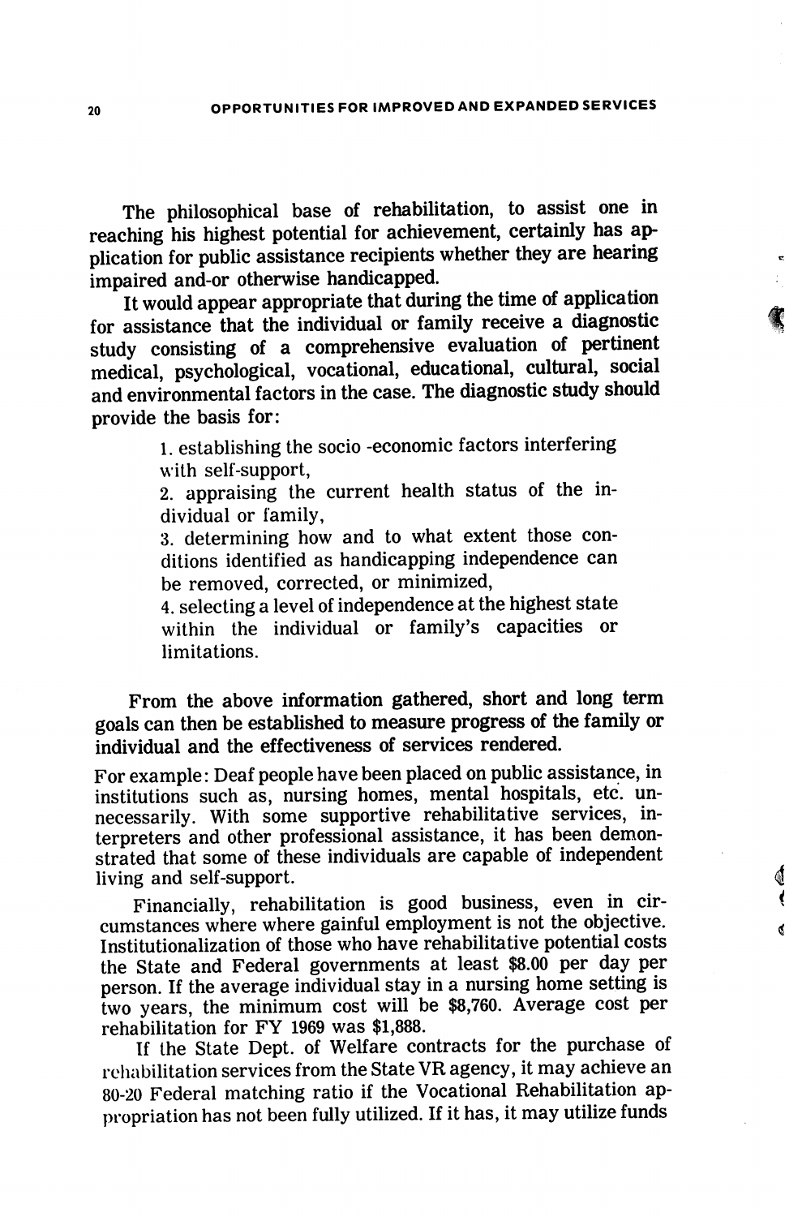The philosophical base of rehabilitation, to assist one in reaching his highest potential for achievement, certainly has application for public assistance recipients whether they are hearing impaired and-or otherwise handicapped.

It would appear appropriate that during the time of application for assistance that the individual or family receive a diagnostic study consisting of a comprehensive evaluation of pertinent medical, psychological, vocational, educational, cultural, social and environmental factors in the case. The diagnostic study should provide the basis for:

1. establishing the socio -economic factors interfering with self-support,
2. appraising the current health status of the individual or family,
3. determining how and to what extent those conditions identified as handicapping independence can be removed, corrected, or minimized,
4. selecting a level of independence at the highest state within the individual or family's capacities or limitations.

From the above information gathered, short and long term goals can then be established to measure progress of the family or individual and the effectiveness of services rendered.

For example: Deaf people have been placed on public assistance, in institutions such as, nursing homes, mental hospitals, etc. unnecessarily. With some supportive rehabilitative services, interpreters and other professional assistance, it has been demonstrated that some of these individuals are capable of independent living and self-support.

Financially, rehabilitation is good business, even in circumstances where where gainful employment is not the objective. Institutionalization of those who have rehabilitative potential costs the State and Federal governments at least $8.00 per day per person. If the average individual stay in a nursing home setting is two years, the minimum cost will be $8,760. Average cost per rehabilitation for FY 1969 was $1,888.

If the State Dept. of Welfare contracts for the purchase of rehabilitation services from the State VR agency, it may achieve an 80-20 Federal matching ratio if the Vocational Rehabilitation appropriation has not been fully utilized. If it has, it may utilize funds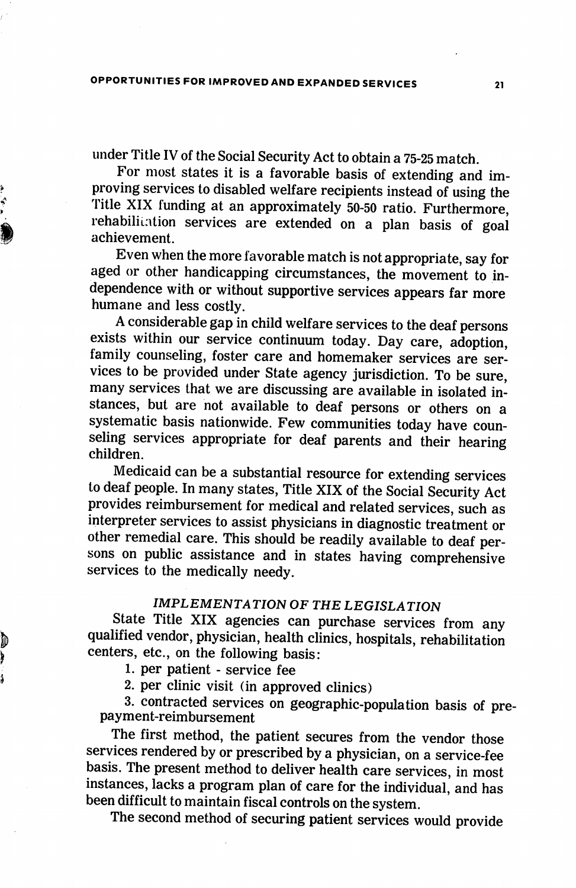under Title IV of the Social Security Act to obtain a 75-25 match.

For most states it is a favorable basis of extending and improving services to disabled welfare recipients instead of using the Title XIX funding at an approximately 50-50 ratio. Furthermore, rehabilitation services are extended on a plan basis of goal achievement.

Even when the more favorable match is not appropriate, say for aged or other handicapping circumstances, the movement to independence with or without supportive services appears far more humane and less costly.

A considerable gap in child welfare services to the deaf persons exists within our service continuum today. Day care, adoption, family counseling, foster care and homemaker services are services to be provided under State agency jurisdiction. To be sure, many services that we are discussing are available in isolated instances, but are not available to deaf persons or others on a systematic basis nationwide. Few communities today have counseling services appropriate for deaf parents and their hearing children.

Medicaid can be a substantial resource for extending services to deaf people. In many states, Title XIX of the Social Security Act provides reimbursement for medical and related services, such as interpreter services to assist physicians in diagnostic treatment or other remedial care. This should be readily available to deaf persons on public assistance and in states having comprehensive services to the medically needy.

## *IMPLEMENTATION OF THE LEGISLATION*

State Title XIX agencies can purchase services from any qualified vendor, physician, health clinics, hospitals, rehabilitation centers, etc., on the following basis:

1. per patient - service fee
2. per clinic visit (in approved clinics)
3. contracted services on geographic-population basis of prepayment-reimbursement

The first method, the patient secures from the vendor those services rendered by or prescribed by a physician, on a service-fee basis. The present method to deliver health care services, in most instances, lacks a program plan of care for the individual, and has been difficult to maintain fiscal controls on the system.

The second method of securing patient services would provide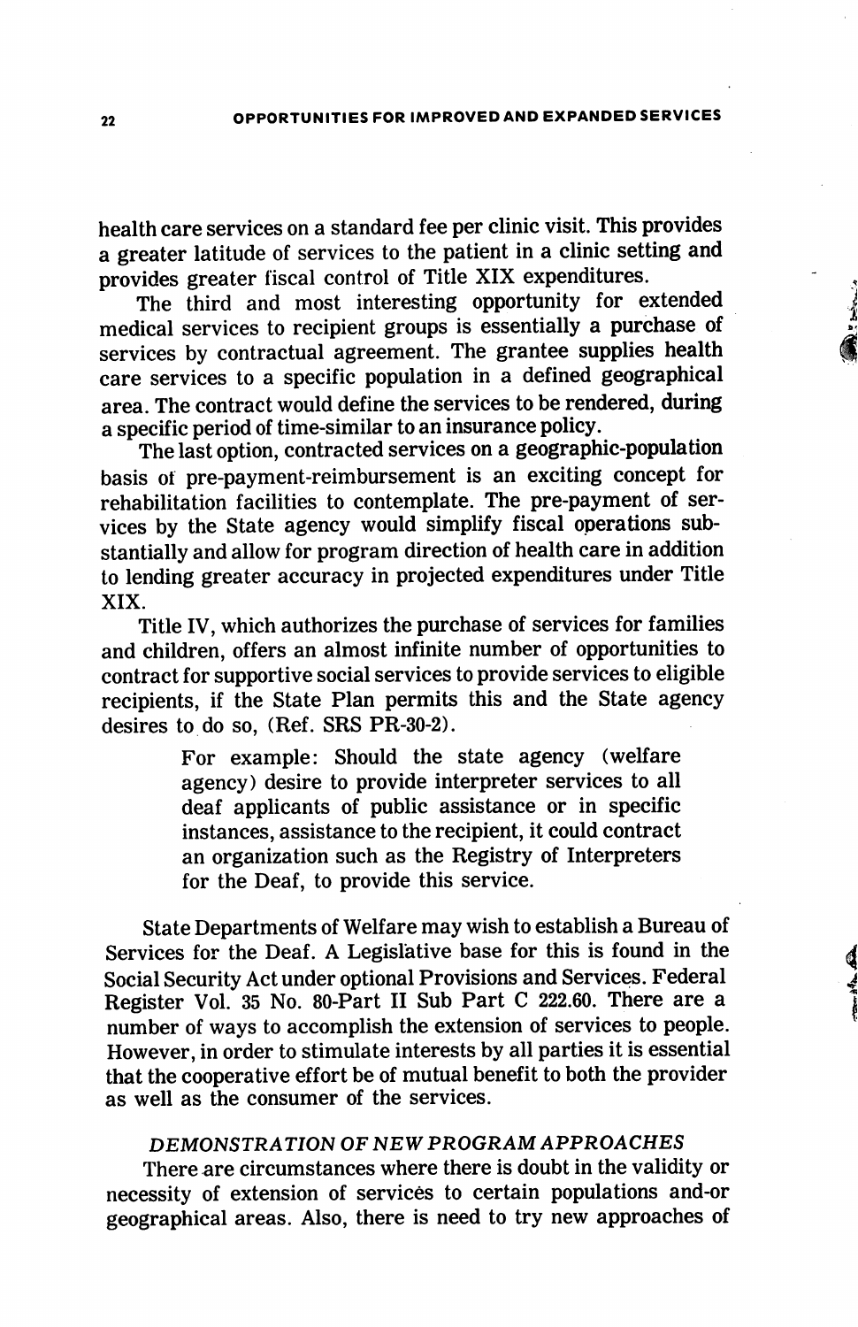health care services on a standard fee per clinic visit. This provides a greater latitude of services to the patient in a clinic setting and provides greater fiscal control of Title XIX expenditures.

The third and most interesting opportunity for extended medical services to recipient groups is essentially a purchase of services by contractual agreement. The grantee supplies health care services to a specific population in a defined geographical area. The contract would define the services to be rendered, during a specific period of time-similar to an insurance policy.

The last option, contracted services on a geographic-population basis of pre-payment-reimbursement is an exciting concept for rehabilitation facilities to contemplate. The pre-payment of services by the State agency would simplify fiscal operations substantially and allow for program direction of health care in addition to lending greater accuracy in projected expenditures under Title XIX.

Title IV, which authorizes the purchase of services for families and children, offers an almost infinite number of opportunities to contract for supportive social services to provide services to eligible recipients, if the State Plan permits this and the State agency desires to do so, (Ref. SRS PR-30-2).

> For example: Should the state agency (welfare agency) desire to provide interpreter services to all deaf applicants of public assistance or in specific instances, assistance to the recipient, it could contract an organization such as the Registry of Interpreters for the Deaf, to provide this service.

State Departments of Welfare may wish to establish a Bureau of Services for the Deaf. A Legislative base for this is found in the Social Security Act under optional Provisions and Services. Federal Register Vol. 35 No. 80-Part II Sub Part C 222.60. There are a number of ways to accomplish the extension of services to people. However, in order to stimulate interests by all parties it is essential that the cooperative effort be of mutual benefit to both the provider as well as the consumer of the services.

## *DEMONSTRATION OF NEW PROGRAM APPROACHES*

There are circumstances where there is doubt in the validity or necessity of extension of services to certain populations and-or geographical areas. Also, there is need to try new approaches of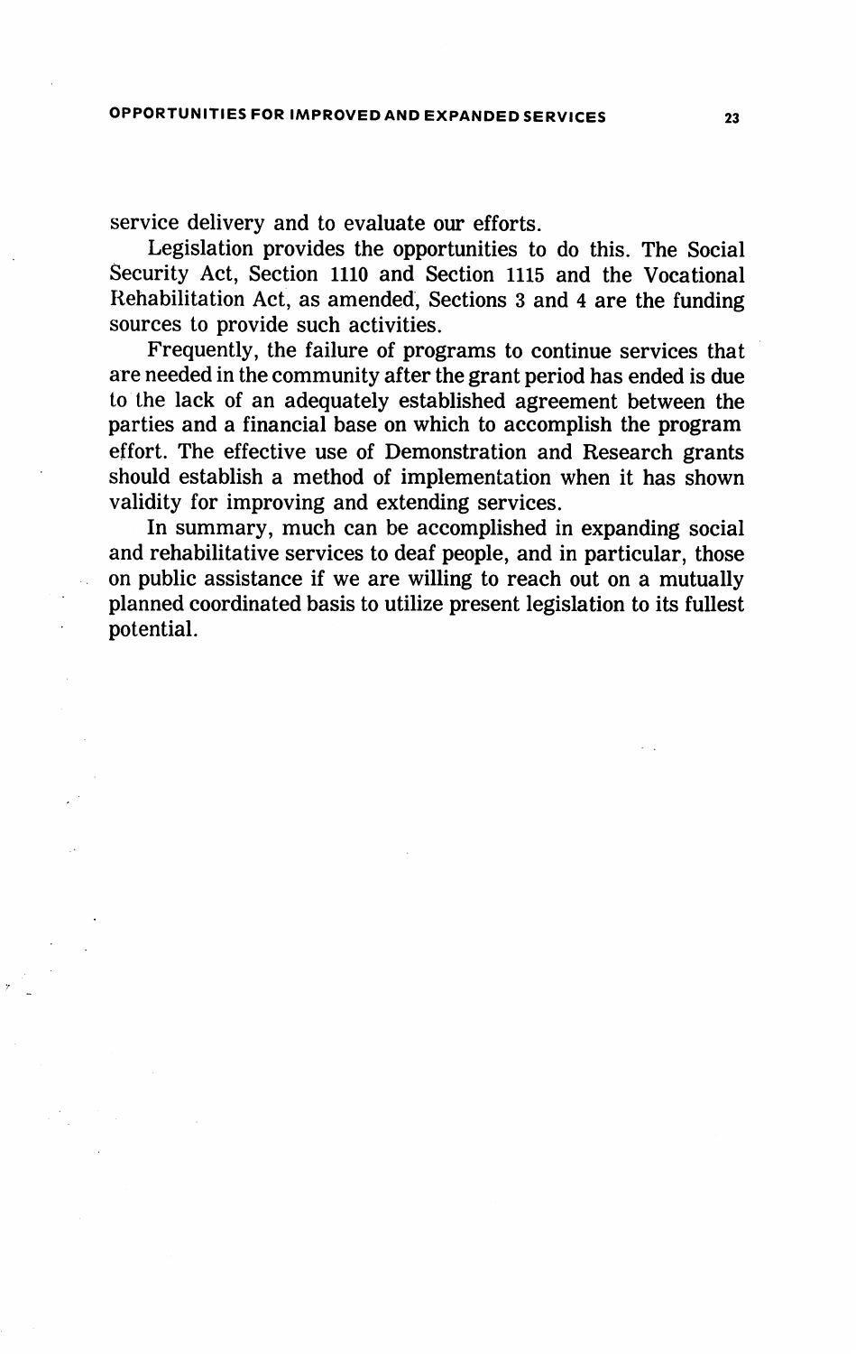service delivery and to evaluate our efforts.

Legislation provides the opportunities to do this. The Social Security Act, Section 1110 and Section 1115 and the Vocational Rehabilitation Act, as amended, Sections 3 and 4 are the funding sources to provide such activities.

Frequently, the failure of programs to continue services that are needed in the community after the grant period has ended is due to the lack of an adequately established agreement between the parties and a financial base on which to accomplish the program effort. The effective use of Demonstration and Research grants should establish a method of implementation when it has shown validity for improving and extending services.

In summary, much can be accomplished in expanding social and rehabilitative services to deaf people, and in particular, those on public assistance if we are willing to reach out on a mutually planned coordinated basis to utilize present legislation to its fullest potential.